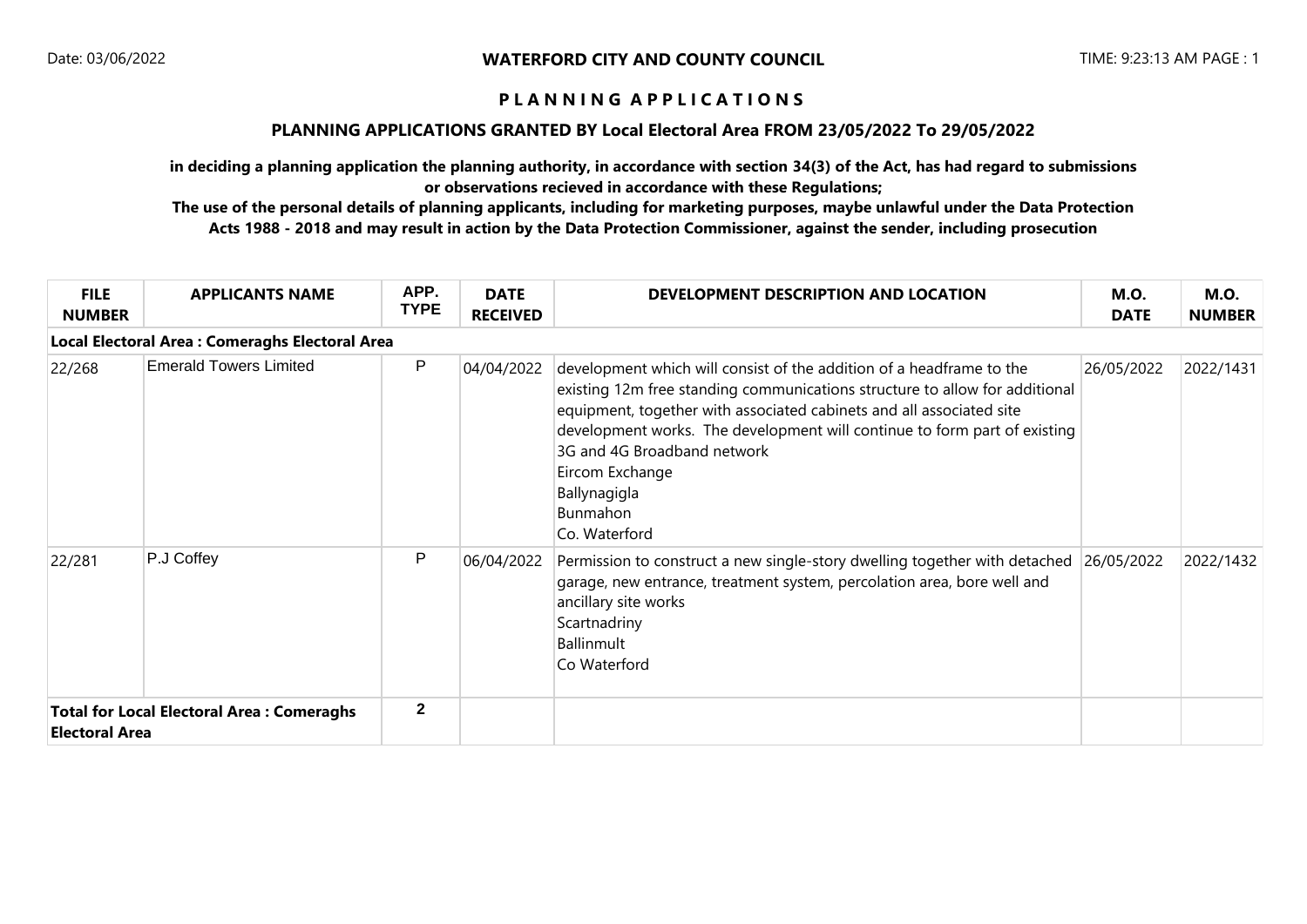**WATERFORD CITY AND COUNTY COUNCIL**

Date: 03/06/2022

TIME: 9:23:13 AM PAGE : 1

# P L A N N I N G   A P P L I C A T I O N S

## PLANNING APPLICATIONS GRANTED BY Local Electoral Area FROM 23/05/2022 To 29/05/2022

**in deciding a planning application the planning authority, in accordance with section 34(3) of the Act, has had regard to submissions or observations recieved in accordance with these Regulations;**

**The use of the personal details of planning applicants, including for marketing purposes, maybe unlawful under the Data Protection Acts 1988 - 2018 and may result in action by the Data Protection Commissioner, against the sender, including prosecution**

| FILE NUMBER | APPLICANTS NAME | APP. TYPE | DATE RECEIVED | DEVELOPMENT DESCRIPTION AND LOCATION | M.O. DATE | M.O. NUMBER |
|---|---|---|---|---|---|---|
| **Local Electoral Area : Comeraghs Electoral Area** | | | | | | |
| 22/268 | Emerald Towers Limited | P | 04/04/2022 | development which will consist of the addition of a headframe to the existing 12m free standing communications structure to allow for additional equipment, together with associated cabinets and all associated site development works. The development will continue to form part of existing 3G and 4G Broadband network<br>Eircom Exchange<br>Ballynagigla<br>Bunmahon<br>Co. Waterford | 26/05/2022 | 2022/1431 |
| 22/281 | P.J Coffey | P | 06/04/2022 | Permission to construct a new single-story dwelling together with detached garage, new entrance, treatment system, percolation area, bore well and ancillary site works<br>Scartnadriny<br>Ballinmult<br>Co Waterford | 26/05/2022 | 2022/1432 |
| **Total for Local Electoral Area : Comeraghs Electoral Area** | | 2 | | | | |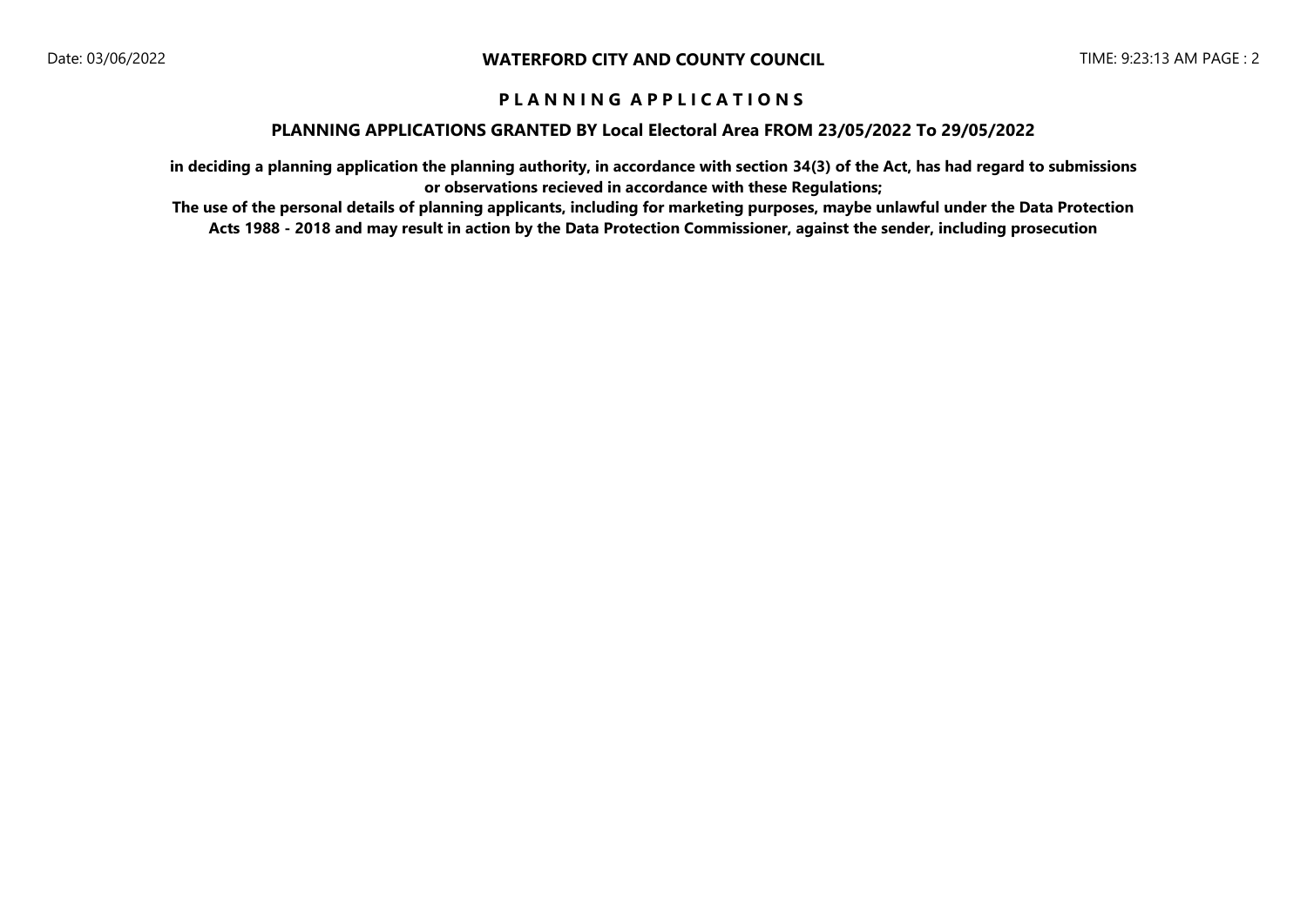# WATERFORD CITY AND COUNTY COUNCIL

## P L A N N I N G A P P L I C A T I O N S

### PLANNING APPLICATIONS GRANTED BY Local Electoral Area FROM 23/05/2022 To 29/05/2022

**in deciding a planning application the planning authority, in accordance with section 34(3) of the Act, has had regard to submissions or observations recieved in accordance with these Regulations;**

**The use of the personal details of planning applicants, including for marketing purposes, maybe unlawful under the Data Protection Acts 1988 - 2018 and may result in action by the Data Protection Commissioner, against the sender, including prosecution**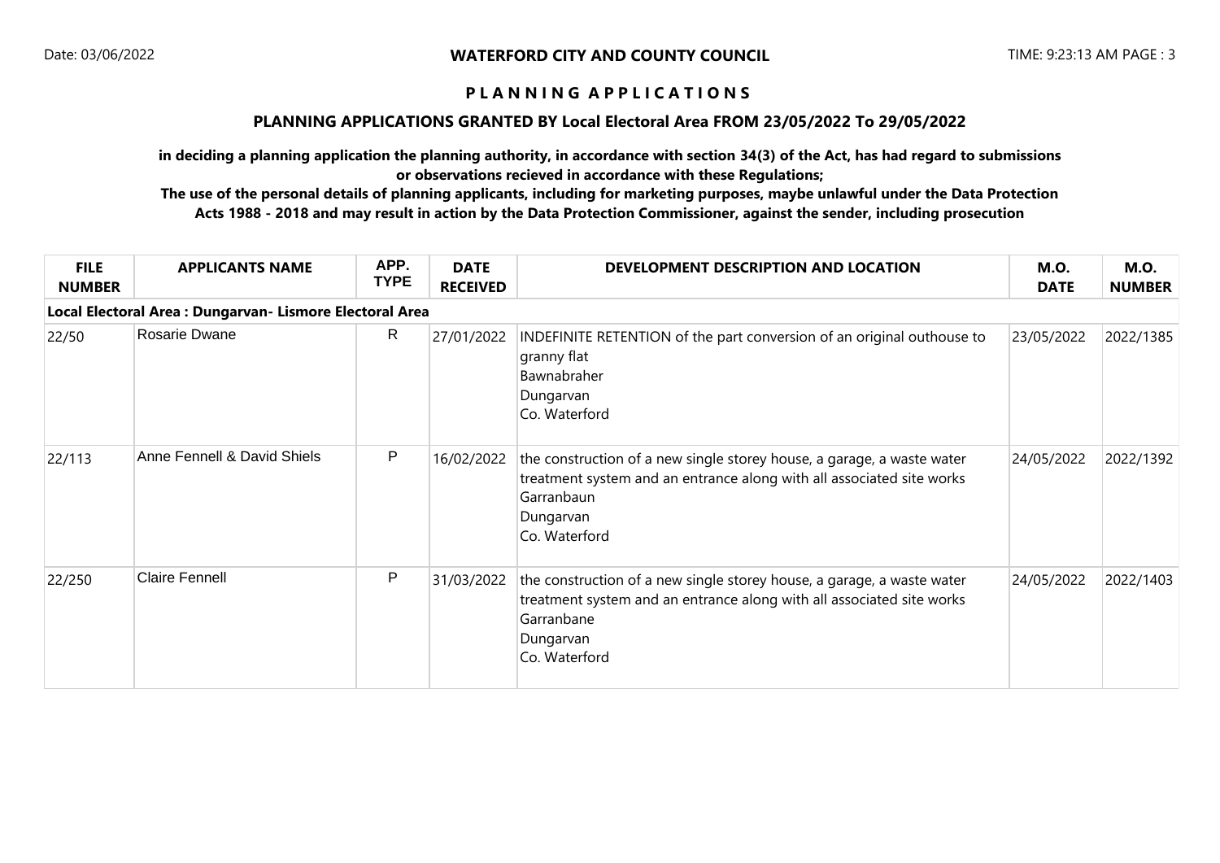# WATERFORD CITY AND COUNTY COUNCIL

## P L A N N I N G   A P P L I C A T I O N S

### PLANNING APPLICATIONS GRANTED BY Local Electoral Area FROM 23/05/2022 To 29/05/2022

**in deciding a planning application the planning authority, in accordance with section 34(3) of the Act, has had regard to submissions or observations recieved in accordance with these Regulations;**

**The use of the personal details of planning applicants, including for marketing purposes, maybe unlawful under the Data Protection Acts 1988 - 2018 and may result in action by the Data Protection Commissioner, against the sender, including prosecution**

| FILE NUMBER | APPLICANTS NAME | APP. TYPE | DATE RECEIVED | DEVELOPMENT DESCRIPTION AND LOCATION | M.O. DATE | M.O. NUMBER |
|---|---|---|---|---|---|---|
| **Local Electoral Area : Dungarvan- Lismore Electoral Area** | | | | | | |
| 22/50 | Rosarie Dwane | R | 27/01/2022 | INDEFINITE RETENTION of the part conversion of an original outhouse to granny flat<br>Bawnabraher<br>Dungarvan<br>Co. Waterford | 23/05/2022 | 2022/1385 |
| 22/113 | Anne Fennell & David Shiels | P | 16/02/2022 | the construction of a new single storey house, a garage, a waste water treatment system and an entrance along with all associated site works<br>Garranbaun<br>Dungarvan<br>Co. Waterford | 24/05/2022 | 2022/1392 |
| 22/250 | Claire Fennell | P | 31/03/2022 | the construction of a new single storey house, a garage, a waste water treatment system and an entrance along with all associated site works<br>Garranbane<br>Dungarvan<br>Co. Waterford | 24/05/2022 | 2022/1403 |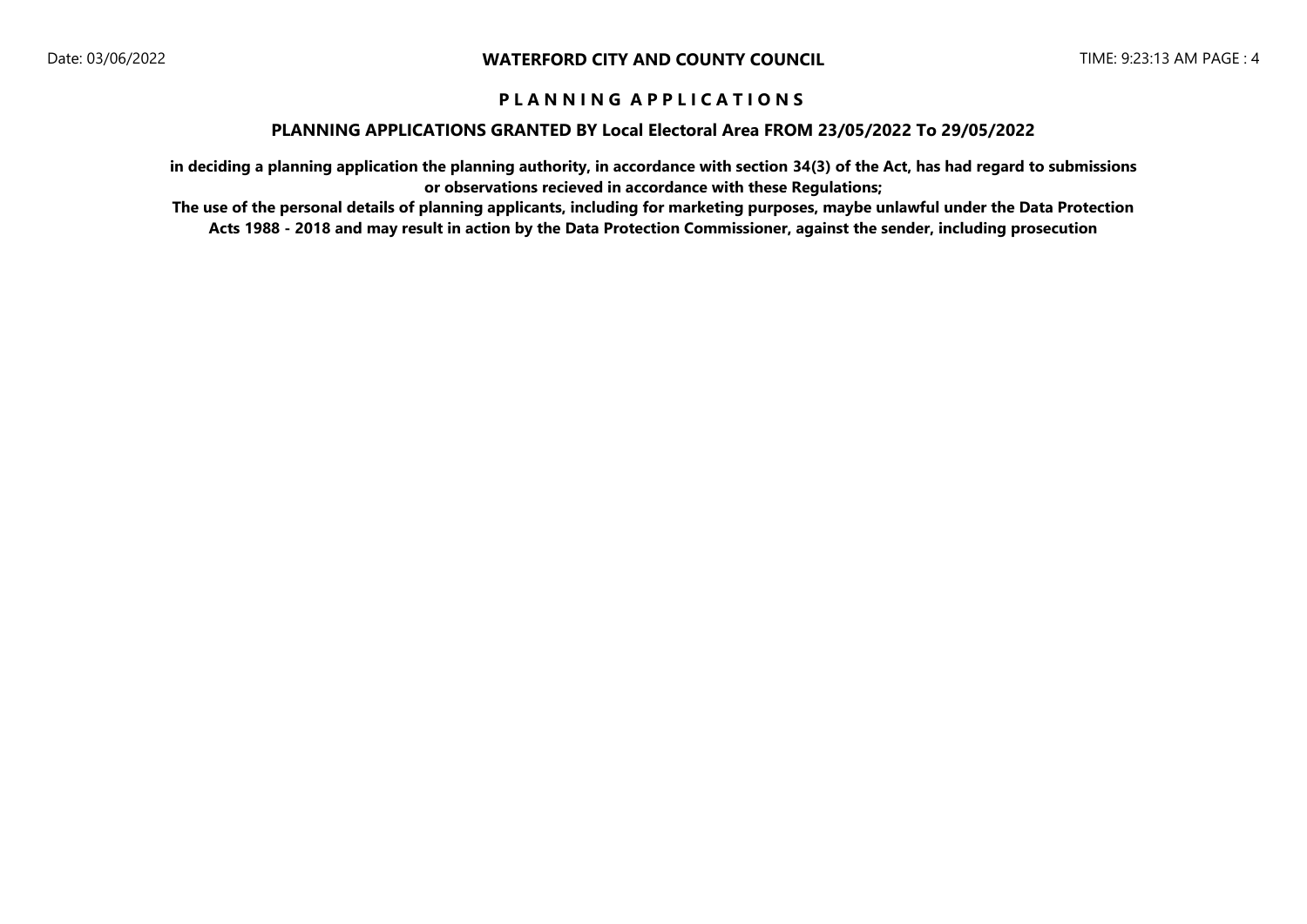# P L A N N I N G A P P L I C A T I O N S

## PLANNING APPLICATIONS GRANTED BY Local Electoral Area FROM 23/05/2022 To 29/05/2022

**in deciding a planning application the planning authority, in accordance with section 34(3) of the Act, has had regard to submissions or observations recieved in accordance with these Regulations;**

**The use of the personal details of planning applicants, including for marketing purposes, maybe unlawful under the Data Protection Acts 1988 - 2018 and may result in action by the Data Protection Commissioner, against the sender, including prosecution**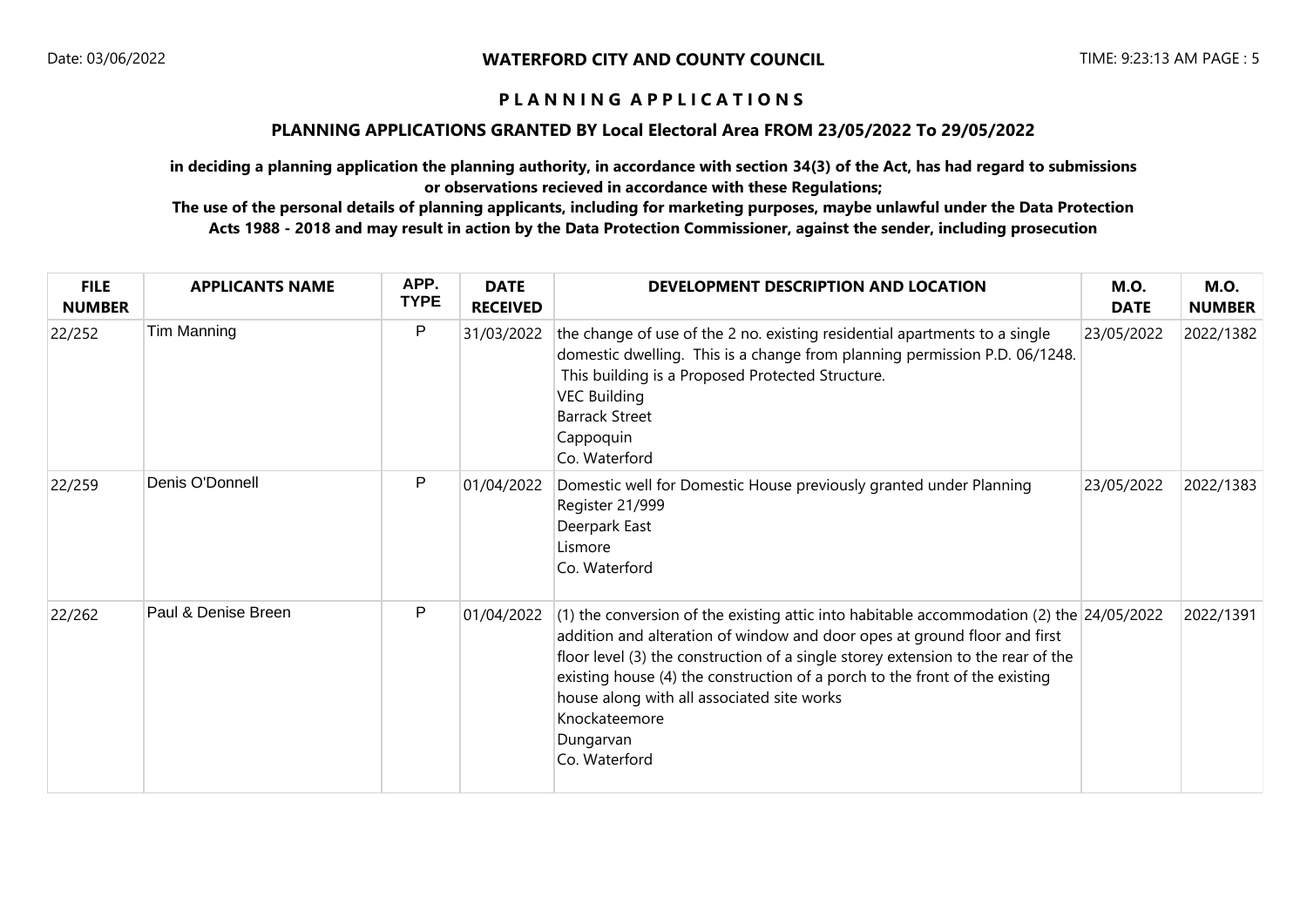## P L A N N I N G A P P L I C A T I O N S

### PLANNING APPLICATIONS GRANTED BY Local Electoral Area FROM 23/05/2022 To 29/05/2022

**in deciding a planning application the planning authority, in accordance with section 34(3) of the Act, has had regard to submissions or observations recieved in accordance with these Regulations;**

**The use of the personal details of planning applicants, including for marketing purposes, maybe unlawful under the Data Protection Acts 1988 - 2018 and may result in action by the Data Protection Commissioner, against the sender, including prosecution**

| FILE NUMBER | APPLICANTS NAME | APP. TYPE | DATE RECEIVED | DEVELOPMENT DESCRIPTION AND LOCATION | M.O. DATE | M.O. NUMBER |
|---|---|---|---|---|---|---|
| 22/252 | Tim Manning | P | 31/03/2022 | the change of use of the 2 no. existing residential apartments to a single domestic dwelling. This is a change from planning permission P.D. 06/1248. This building is a Proposed Protected Structure.<br>VEC Building<br>Barrack Street<br>Cappoquin<br>Co. Waterford | 23/05/2022 | 2022/1382 |
| 22/259 | Denis O'Donnell | P | 01/04/2022 | Domestic well for Domestic House previously granted under Planning Register 21/999<br>Deerpark East<br>Lismore<br>Co. Waterford | 23/05/2022 | 2022/1383 |
| 22/262 | Paul & Denise Breen | P | 01/04/2022 | (1) the conversion of the existing attic into habitable accommodation (2) the addition and alteration of window and door opes at ground floor and first floor level (3) the construction of a single storey extension to the rear of the existing house (4) the construction of a porch to the front of the existing house along with all associated site works<br>Knockateemore<br>Dungarvan<br>Co. Waterford | 24/05/2022 | 2022/1391 |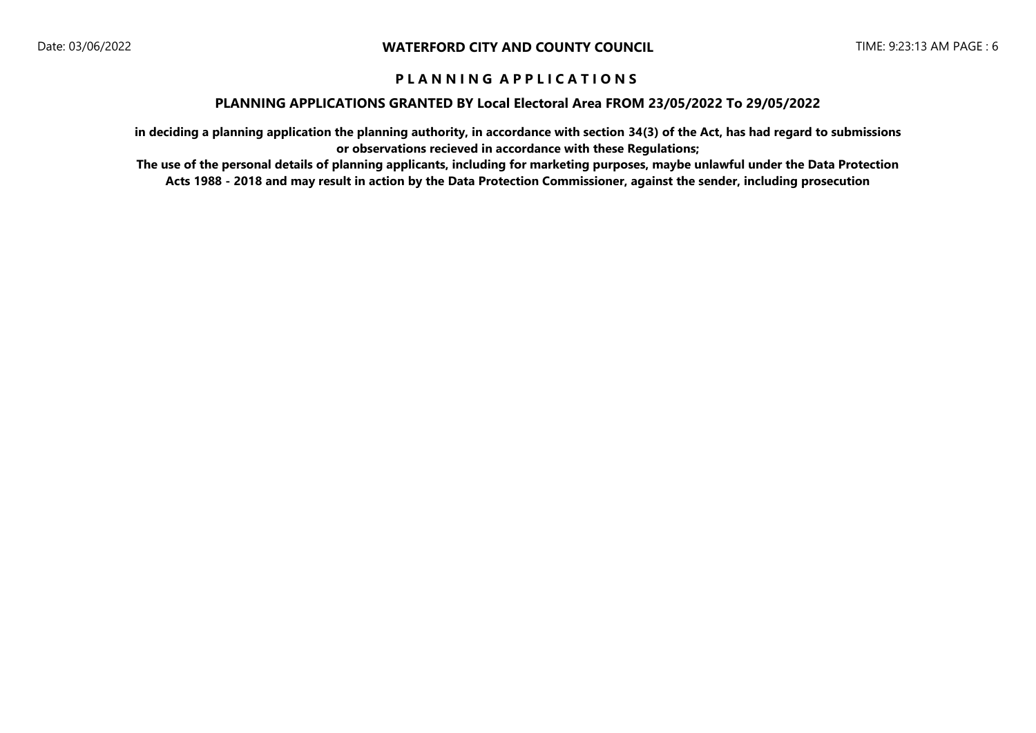**P L A N N I N G   A P P L I C A T I O N S**

**PLANNING APPLICATIONS GRANTED BY Local Electoral Area FROM 23/05/2022 To 29/05/2022**

**in deciding a planning application the planning authority, in accordance with section 34(3) of the Act, has had regard to submissions or observations recieved in accordance with these Regulations;**

**The use of the personal details of planning applicants, including for marketing purposes, maybe unlawful under the Data Protection Acts 1988 - 2018 and may result in action by the Data Protection Commissioner, against the sender, including prosecution**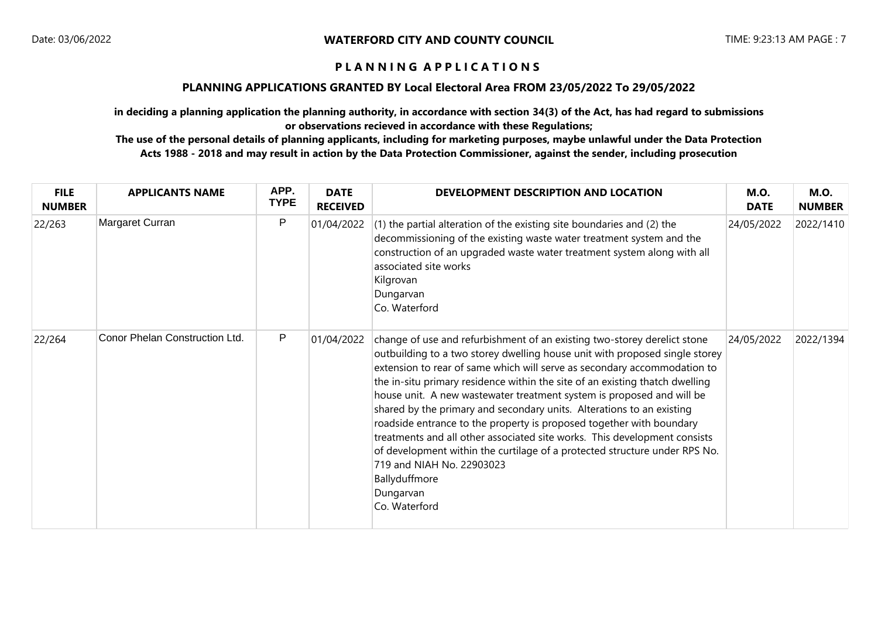**WATERFORD CITY AND COUNTY COUNCIL**

# PLANNING APPLICATIONS

## PLANNING APPLICATIONS GRANTED BY Local Electoral Area FROM 23/05/2022 To 29/05/2022

**in deciding a planning application the planning authority, in accordance with section 34(3) of the Act, has had regard to submissions or observations recieved in accordance with these Regulations;**

**The use of the personal details of planning applicants, including for marketing purposes, maybe unlawful under the Data Protection Acts 1988 - 2018 and may result in action by the Data Protection Commissioner, against the sender, including prosecution**

| FILE NUMBER | APPLICANTS NAME | APP. TYPE | DATE RECEIVED | DEVELOPMENT DESCRIPTION AND LOCATION | M.O. DATE | M.O. NUMBER |
|---|---|---|---|---|---|---|
| 22/263 | Margaret Curran | P | 01/04/2022 | (1) the partial alteration of the existing site boundaries and (2) the decommissioning of the existing waste water treatment system and the construction of an upgraded waste water treatment system along with all associated site works<br>Kilgrovan<br>Dungarvan<br>Co. Waterford | 24/05/2022 | 2022/1410 |
| 22/264 | Conor Phelan Construction Ltd. | P | 01/04/2022 | change of use and refurbishment of an existing two-storey derelict stone outbuilding to a two storey dwelling house unit with proposed single storey extension to rear of same which will serve as secondary accommodation to the in-situ primary residence within the site of an existing thatch dwelling house unit. A new wastewater treatment system is proposed and will be shared by the primary and secondary units. Alterations to an existing roadside entrance to the property is proposed together with boundary treatments and all other associated site works. This development consists of development within the curtilage of a protected structure under RPS No. 719 and NIAH No. 22903023<br>Ballyduffmore<br>Dungarvan<br>Co. Waterford | 24/05/2022 | 2022/1394 |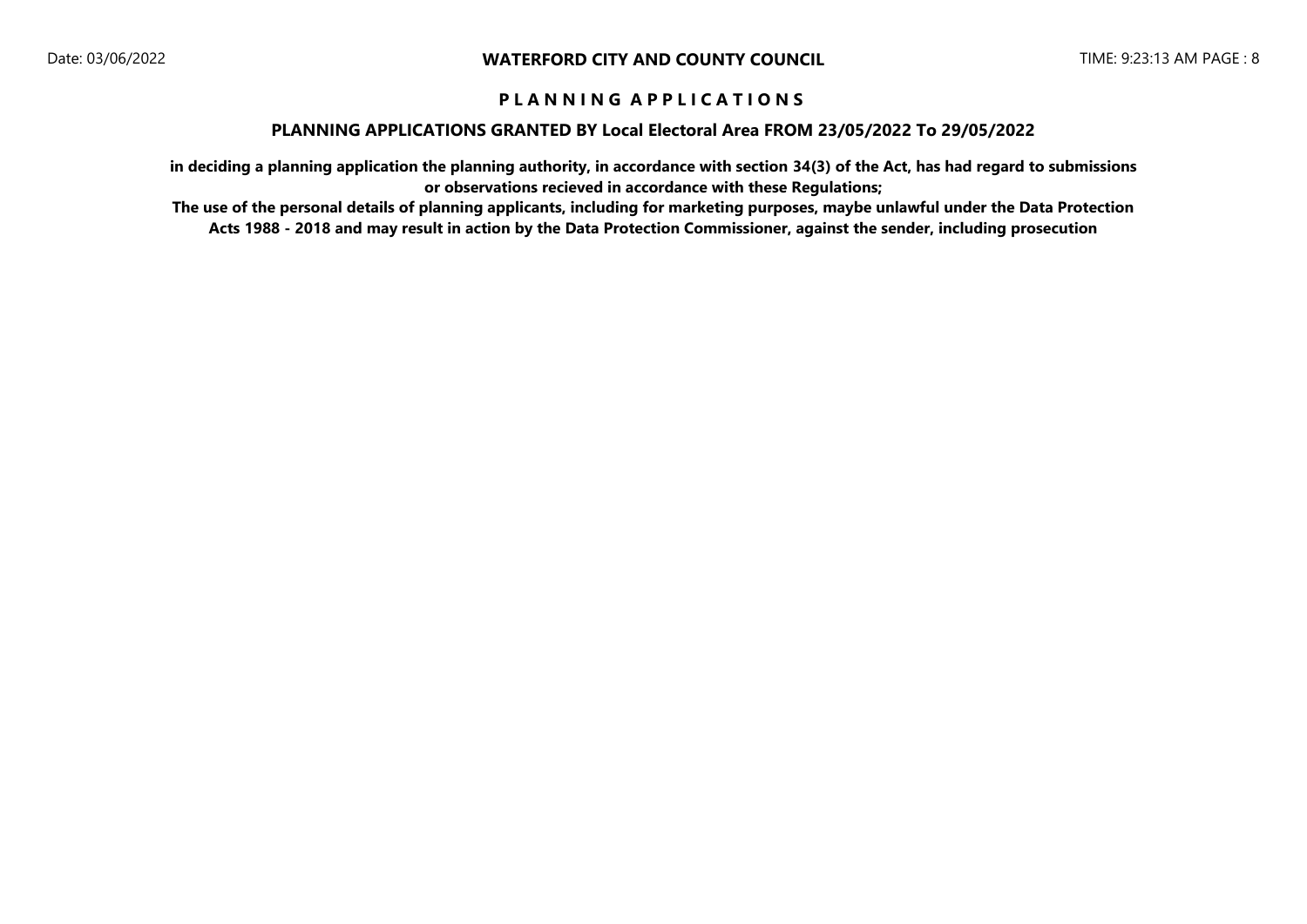# P L A N N I N G A P P L I C A T I O N S

## PLANNING APPLICATIONS GRANTED BY Local Electoral Area FROM 23/05/2022 To 29/05/2022

**in deciding a planning application the planning authority, in accordance with section 34(3) of the Act, has had regard to submissions or observations recieved in accordance with these Regulations;**

**The use of the personal details of planning applicants, including for marketing purposes, maybe unlawful under the Data Protection Acts 1988 - 2018 and may result in action by the Data Protection Commissioner, against the sender, including prosecution**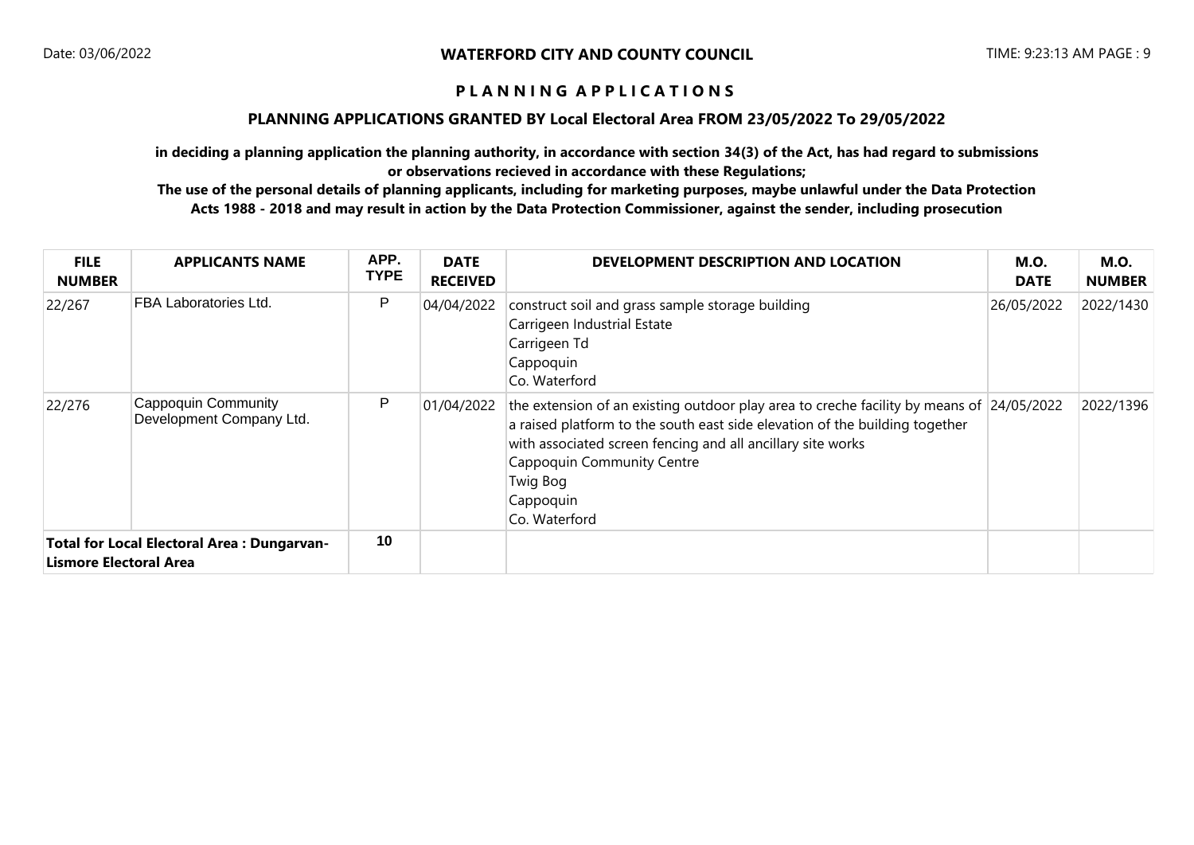**P L A N N I N G A P P L I C A T I O N S**

**PLANNING APPLICATIONS GRANTED BY Local Electoral Area FROM 23/05/2022 To 29/05/2022**

**in deciding a planning application the planning authority, in accordance with section 34(3) of the Act, has had regard to submissions or observations recieved in accordance with these Regulations;**

**The use of the personal details of planning applicants, including for marketing purposes, maybe unlawful under the Data Protection Acts 1988 - 2018 and may result in action by the Data Protection Commissioner, against the sender, including prosecution**

| FILE NUMBER | APPLICANTS NAME | APP. TYPE | DATE RECEIVED | DEVELOPMENT DESCRIPTION AND LOCATION | M.O. DATE | M.O. NUMBER |
|---|---|---|---|---|---|---|
| 22/267 | FBA Laboratories Ltd. | P | 04/04/2022 | construct soil and grass sample storage building<br>Carrigeen Industrial Estate<br>Carrigeen Td<br>Cappoquin<br>Co. Waterford | 26/05/2022 | 2022/1430 |
| 22/276 | Cappoquin Community Development Company Ltd. | P | 01/04/2022 | the extension of an existing outdoor play area to creche facility by means of a raised platform to the south east side elevation of the building together with associated screen fencing and all ancillary site works<br>Cappoquin Community Centre<br>Twig Bog<br>Cappoquin<br>Co. Waterford | 24/05/2022 | 2022/1396 |
| **Total for Local Electoral Area : Dungarvan-Lismore Electoral Area** | | **10** | | | | |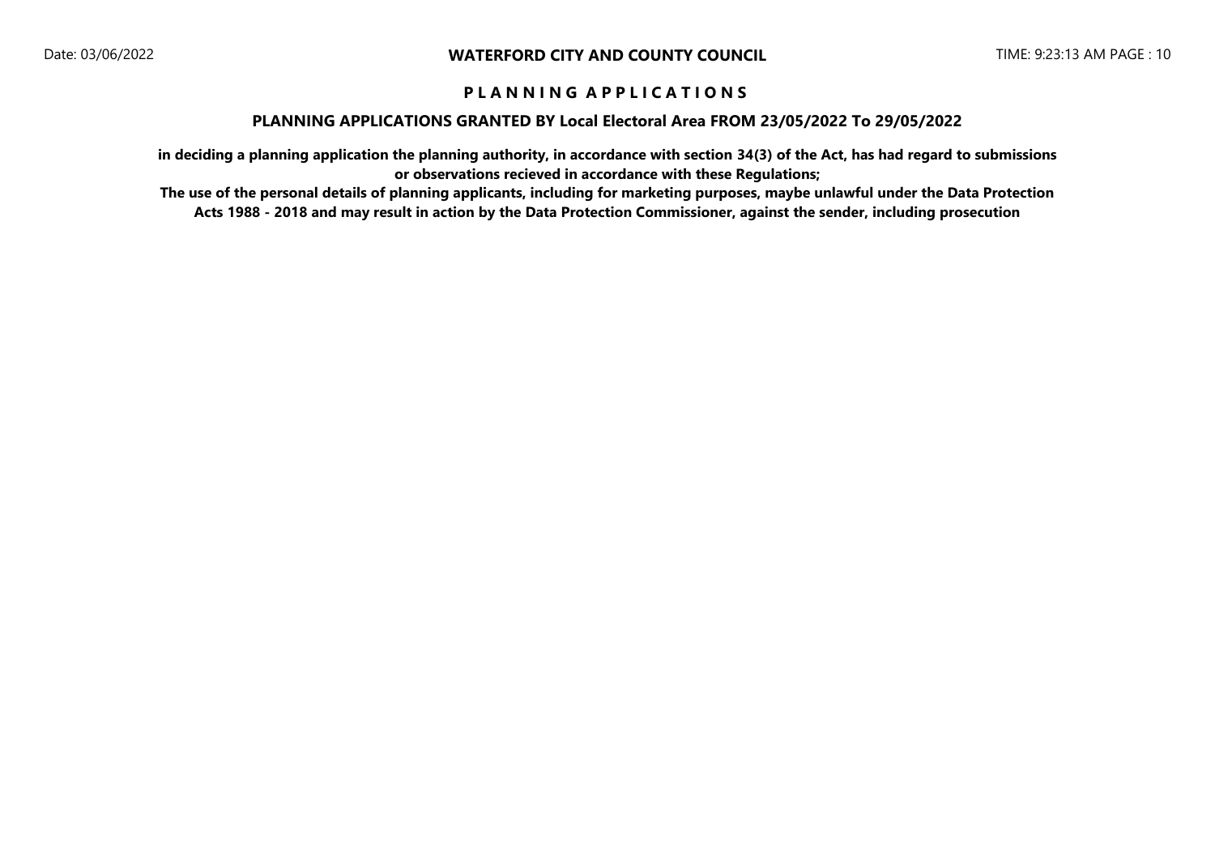## P L A N N I N G A P P L I C A T I O N S

### PLANNING APPLICATIONS GRANTED BY Local Electoral Area FROM 23/05/2022 To 29/05/2022

**in deciding a planning application the planning authority, in accordance with section 34(3) of the Act, has had regard to submissions or observations recieved in accordance with these Regulations;**

**The use of the personal details of planning applicants, including for marketing purposes, maybe unlawful under the Data Protection Acts 1988 - 2018 and may result in action by the Data Protection Commissioner, against the sender, including prosecution**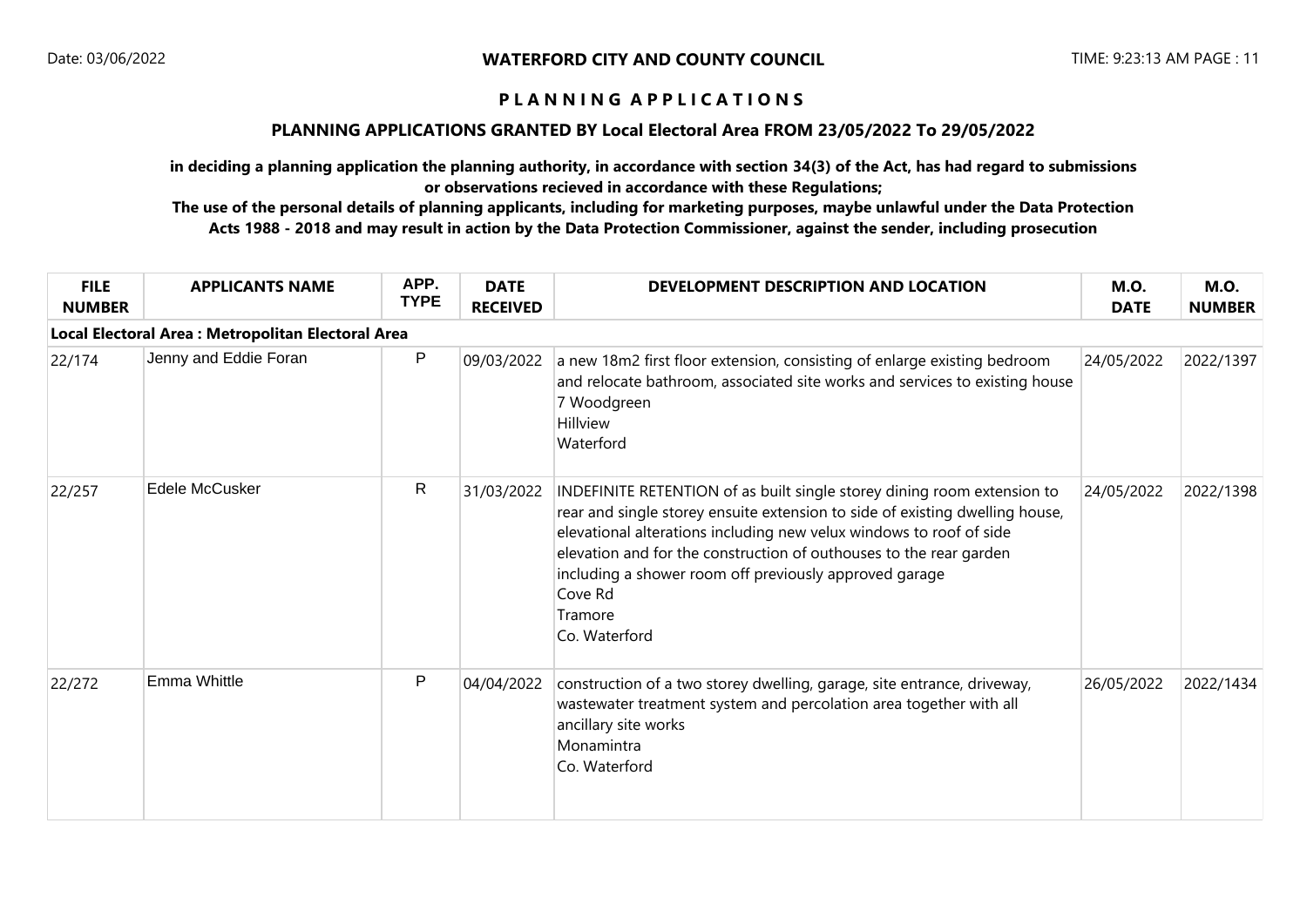**WATERFORD CITY AND COUNTY COUNCIL**

**P L A N N I N G   A P P L I C A T I O N S**

**PLANNING APPLICATIONS GRANTED BY Local Electoral Area FROM 23/05/2022 To 29/05/2022**

**in deciding a planning application the planning authority, in accordance with section 34(3) of the Act, has had regard to submissions or observations recieved in accordance with these Regulations;**

**The use of the personal details of planning applicants, including for marketing purposes, maybe unlawful under the Data Protection Acts 1988 - 2018 and may result in action by the Data Protection Commissioner, against the sender, including prosecution**

| FILE NUMBER | APPLICANTS NAME | APP. TYPE | DATE RECEIVED | DEVELOPMENT DESCRIPTION AND LOCATION | M.O. DATE | M.O. NUMBER |
|---|---|---|---|---|---|---|
| **Local Electoral Area : Metropolitan Electoral Area** | | | | | | |
| 22/174 | Jenny and Eddie Foran | P | 09/03/2022 | a new 18m2 first floor extension, consisting of enlarge existing bedroom and relocate bathroom, associated site works and services to existing house<br>7 Woodgreen<br>Hillview<br>Waterford | 24/05/2022 | 2022/1397 |
| 22/257 | Edele McCusker | R | 31/03/2022 | INDEFINITE RETENTION of as built single storey dining room extension to rear and single storey ensuite extension to side of existing dwelling house, elevational alterations including new velux windows to roof of side elevation and for the construction of outhouses to the rear garden including a shower room off previously approved garage<br>Cove Rd<br>Tramore<br>Co. Waterford | 24/05/2022 | 2022/1398 |
| 22/272 | Emma Whittle | P | 04/04/2022 | construction of a two storey dwelling, garage, site entrance, driveway, wastewater treatment system and percolation area together with all ancillary site works<br>Monamintra<br>Co. Waterford | 26/05/2022 | 2022/1434 |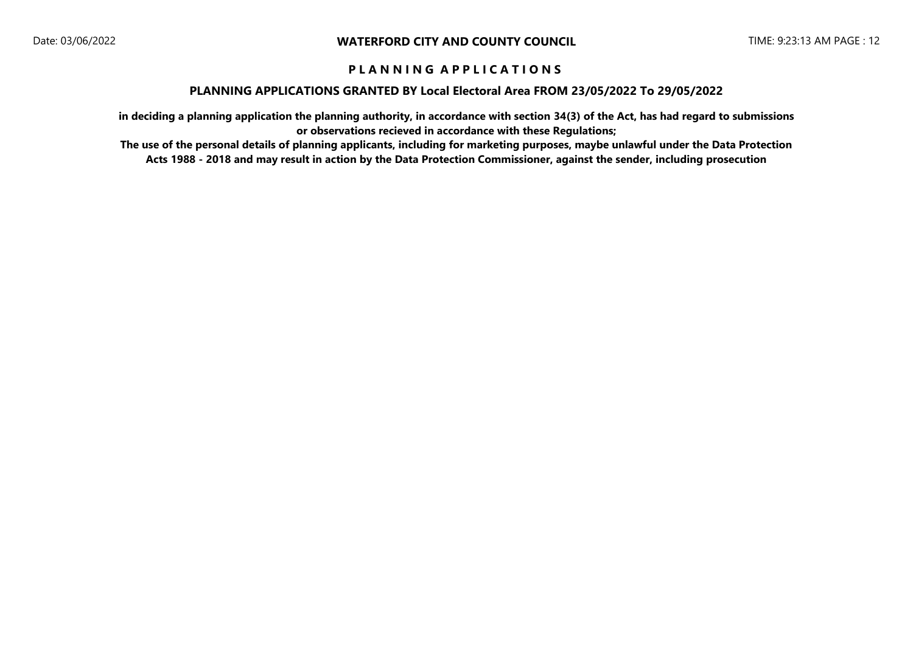# WATERFORD CITY AND COUNTY COUNCIL

## P L A N N I N G   A P P L I C A T I O N S

### PLANNING APPLICATIONS GRANTED BY Local Electoral Area FROM 23/05/2022 To 29/05/2022

**in deciding a planning application the planning authority, in accordance with section 34(3) of the Act, has had regard to submissions or observations recieved in accordance with these Regulations;**

**The use of the personal details of planning applicants, including for marketing purposes, maybe unlawful under the Data Protection Acts 1988 - 2018 and may result in action by the Data Protection Commissioner, against the sender, including prosecution**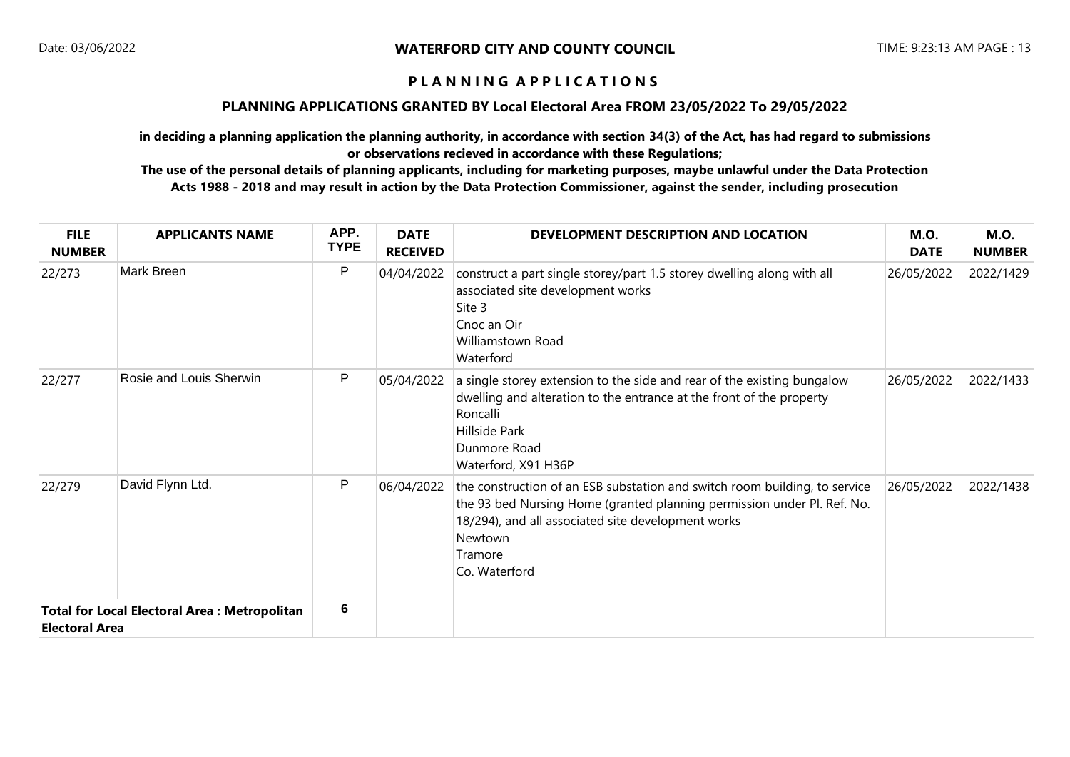**WATERFORD CITY AND COUNTY COUNCIL**

Date: 03/06/2022

TIME: 9:23:13 AM

# P L A N N I N G   A P P L I C A T I O N S

## PLANNING APPLICATIONS GRANTED BY Local Electoral Area FROM 23/05/2022 To 29/05/2022

**in deciding a planning application the planning authority, in accordance with section 34(3) of the Act, has had regard to submissions or observations recieved in accordance with these Regulations;**

**The use of the personal details of planning applicants, including for marketing purposes, maybe unlawful under the Data Protection Acts 1988 - 2018 and may result in action by the Data Protection Commissioner, against the sender, including prosecution**

| FILE NUMBER | APPLICANTS NAME | APP. TYPE | DATE RECEIVED | DEVELOPMENT DESCRIPTION AND LOCATION | M.O. DATE | M.O. NUMBER |
|---|---|---|---|---|---|---|
| 22/273 | Mark Breen | P | 04/04/2022 | construct a part single storey/part 1.5 storey dwelling along with all associated site development works<br>Site 3<br>Cnoc an Oir<br>Williamstown Road<br>Waterford | 26/05/2022 | 2022/1429 |
| 22/277 | Rosie and Louis Sherwin | P | 05/04/2022 | a single storey extension to the side and rear of the existing bungalow dwelling and alteration to the entrance at the front of the property<br>Roncalli<br>Hillside Park<br>Dunmore Road<br>Waterford, X91 H36P | 26/05/2022 | 2022/1433 |
| 22/279 | David Flynn Ltd. | P | 06/04/2022 | the construction of an ESB substation and switch room building, to service the 93 bed Nursing Home (granted planning permission under Pl. Ref. No. 18/294), and all associated site development works<br>Newtown<br>Tramore<br>Co. Waterford | 26/05/2022 | 2022/1438 |
| **Total for Local Electoral Area : Metropolitan Electoral Area** | | 6 | | | | |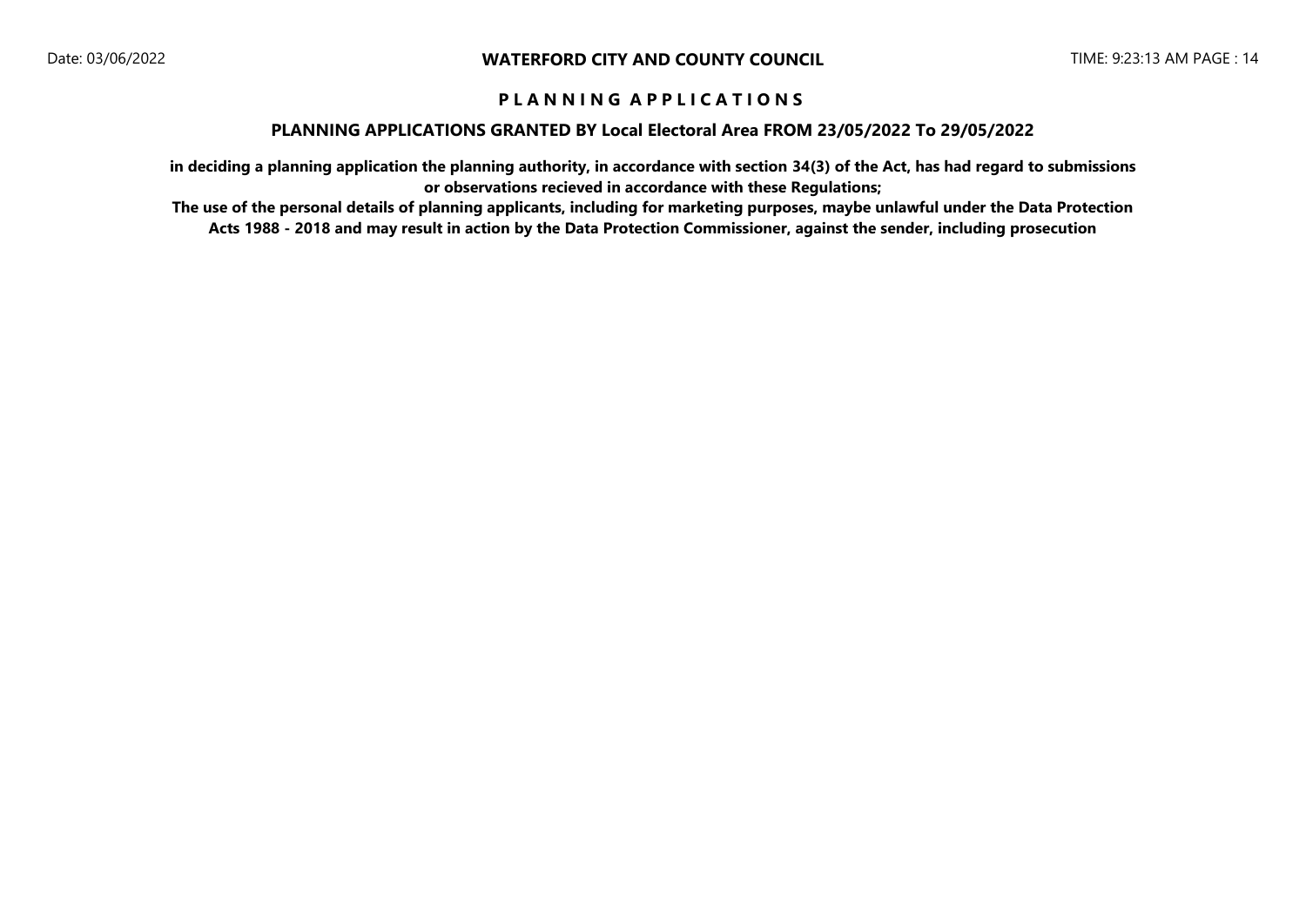# P L A N N I N G A P P L I C A T I O N S

## PLANNING APPLICATIONS GRANTED BY Local Electoral Area FROM 23/05/2022 To 29/05/2022

**in deciding a planning application the planning authority, in accordance with section 34(3) of the Act, has had regard to submissions or observations recieved in accordance with these Regulations;**

**The use of the personal details of planning applicants, including for marketing purposes, maybe unlawful under the Data Protection Acts 1988 - 2018 and may result in action by the Data Protection Commissioner, against the sender, including prosecution**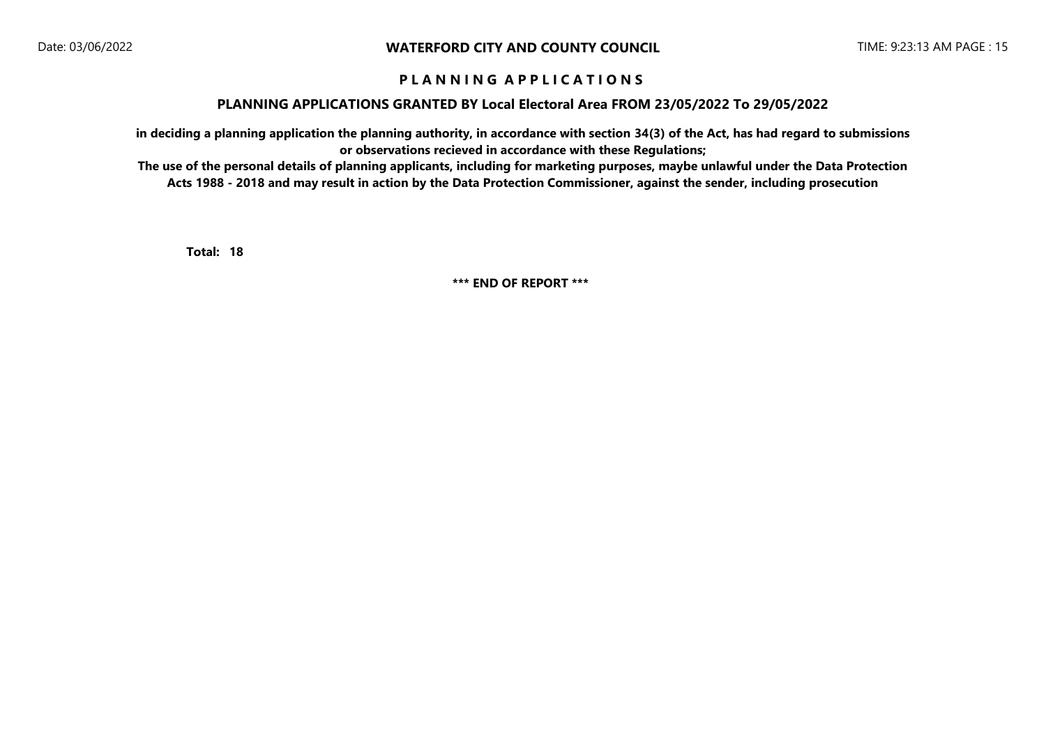**WATERFORD CITY AND COUNTY COUNCIL**

**P L A N N I N G   A P P L I C A T I O N S**

**PLANNING APPLICATIONS GRANTED BY Local Electoral Area FROM 23/05/2022 To 29/05/2022**

**in deciding a planning application the planning authority, in accordance with section 34(3) of the Act, has had regard to submissions or observations recieved in accordance with these Regulations;**

**The use of the personal details of planning applicants, including for marketing purposes, maybe unlawful under the Data Protection Acts 1988 - 2018 and may result in action by the Data Protection Commissioner, against the sender, including prosecution**

**Total: 18**

**\*\*\* END OF REPORT \*\*\***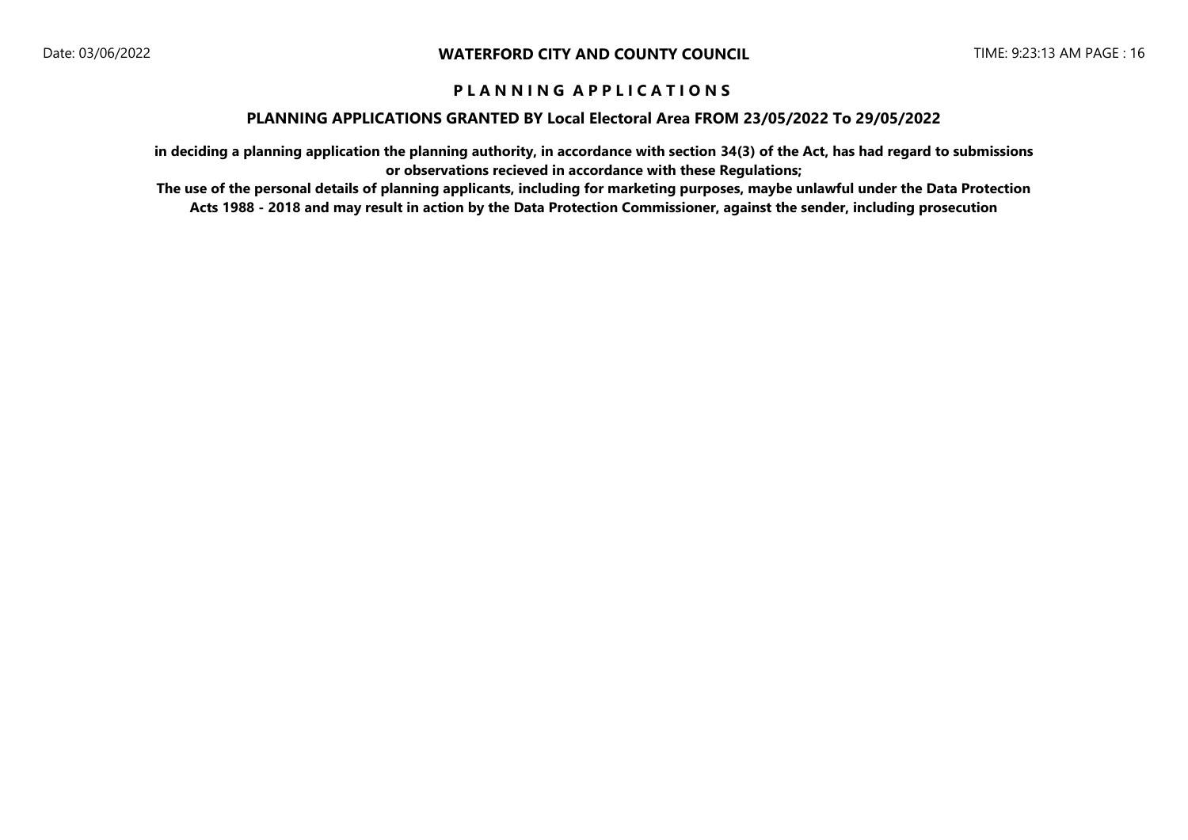## P L A N N I N G   A P P L I C A T I O N S

### PLANNING APPLICATIONS GRANTED BY Local Electoral Area FROM 23/05/2022 To 29/05/2022

**in deciding a planning application the planning authority, in accordance with section 34(3) of the Act, has had regard to submissions or observations recieved in accordance with these Regulations;**

**The use of the personal details of planning applicants, including for marketing purposes, maybe unlawful under the Data Protection Acts 1988 - 2018 and may result in action by the Data Protection Commissioner, against the sender, including prosecution**